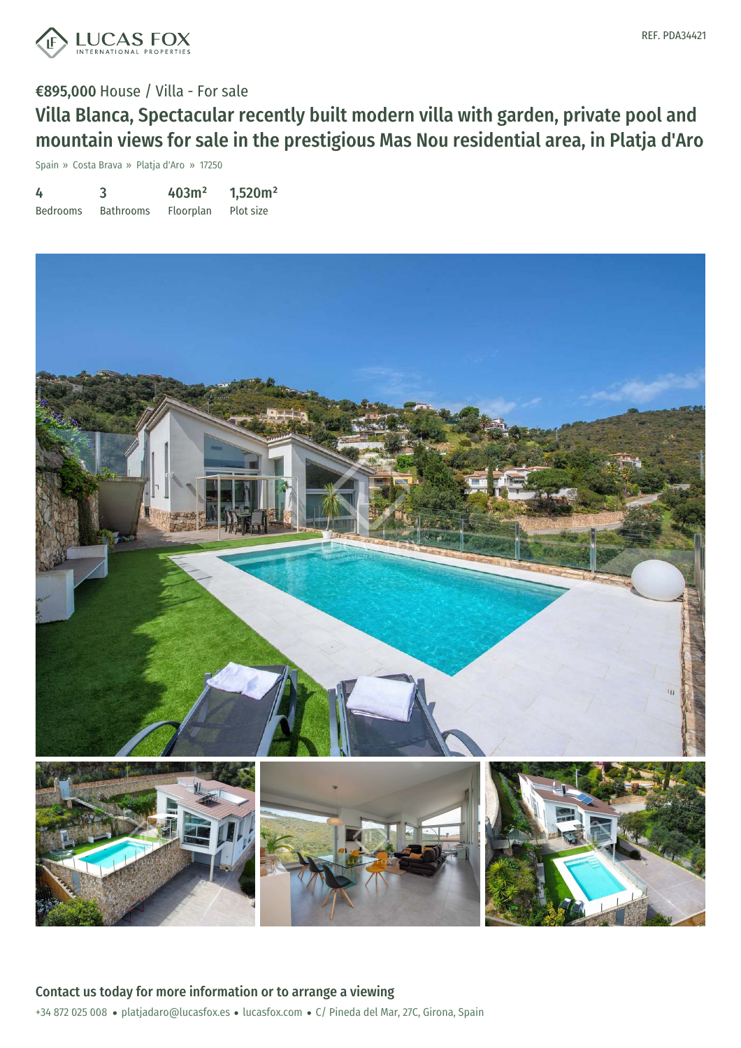LUCAS FOX
INTERNATIONAL PROPERTIES

REF. PDA34421

€895,000 House / Villa - For sale

# Villa Blanca, Spectacular recently built modern villa with garden, private pool and mountain views for sale in the prestigious Mas Nou residential area, in Platja d'Aro

Spain » Costa Brava » Platja d'Aro » 17250

| 4 | 3 | 403m² | 1,520m² |
|---|---|---|---|
| Bedrooms | Bathrooms | Floorplan | Plot size |

## Contact us today for more information or to arrange a viewing

+34 872 025 008 • platjadaro@lucasfox.es • lucasfox.com • C/ Pineda del Mar, 27C, Girona, Spain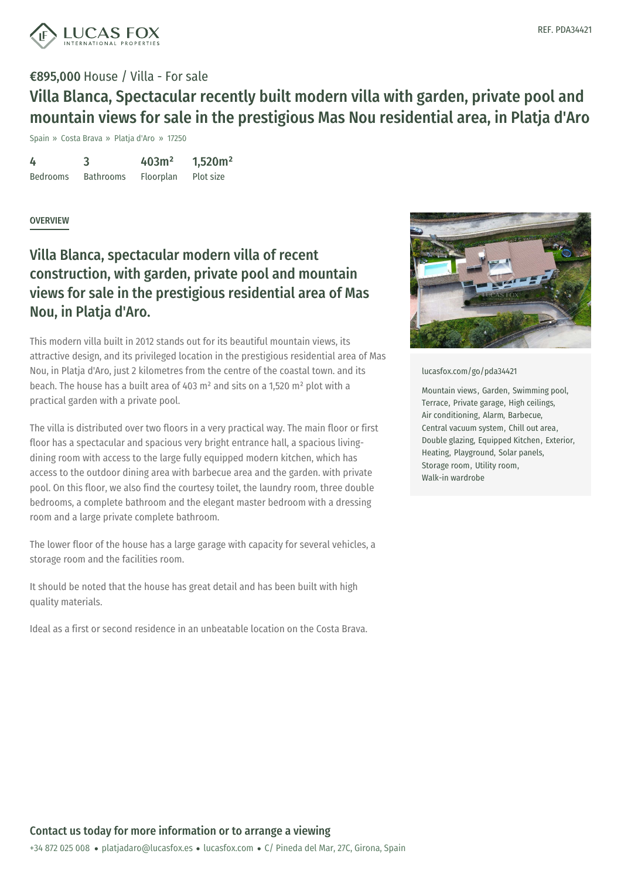REF. PDA34421

€895,000 House / Villa - For sale

# Villa Blanca, Spectacular recently built modern villa with garden, private pool and mountain views for sale in the prestigious Mas Nou residential area, in Platja d'Aro

Spain » Costa Brava » Platja d'Aro » 17250

| 4 | 3 | 403m² | 1,520m² |
|---|---|---|---|
| Bedrooms | Bathrooms | Floorplan | Plot size |

OVERVIEW

## Villa Blanca, spectacular modern villa of recent construction, with garden, private pool and mountain views for sale in the prestigious residential area of Mas Nou, in Platja d'Aro.

This modern villa built in 2012 stands out for its beautiful mountain views, its attractive design, and its privileged location in the prestigious residential area of Mas Nou, in Platja d'Aro, just 2 kilometres from the centre of the coastal town. and its beach. The house has a built area of 403 m² and sits on a 1,520 m² plot with a practical garden with a private pool.

The villa is distributed over two floors in a very practical way. The main floor or first floor has a spectacular and spacious very bright entrance hall, a spacious living-dining room with access to the large fully equipped modern kitchen, which has access to the outdoor dining area with barbecue area and the garden. with private pool. On this floor, we also find the courtesy toilet, the laundry room, three double bedrooms, a complete bathroom and the elegant master bedroom with a dressing room and a large private complete bathroom.

The lower floor of the house has a large garage with capacity for several vehicles, a storage room and the facilities room.

It should be noted that the house has great detail and has been built with high quality materials.

Ideal as a first or second residence in an unbeatable location on the Costa Brava.

lucasfox.com/go/pda34421

Mountain views, Garden, Swimming pool, Terrace, Private garage, High ceilings, Air conditioning, Alarm, Barbecue, Central vacuum system, Chill out area, Double glazing, Equipped Kitchen, Exterior, Heating, Playground, Solar panels, Storage room, Utility room, Walk-in wardrobe

## Contact us today for more information or to arrange a viewing

+34 872 025 008 • platjadaro@lucasfox.es • lucasfox.com • C/ Pineda del Mar, 27C, Girona, Spain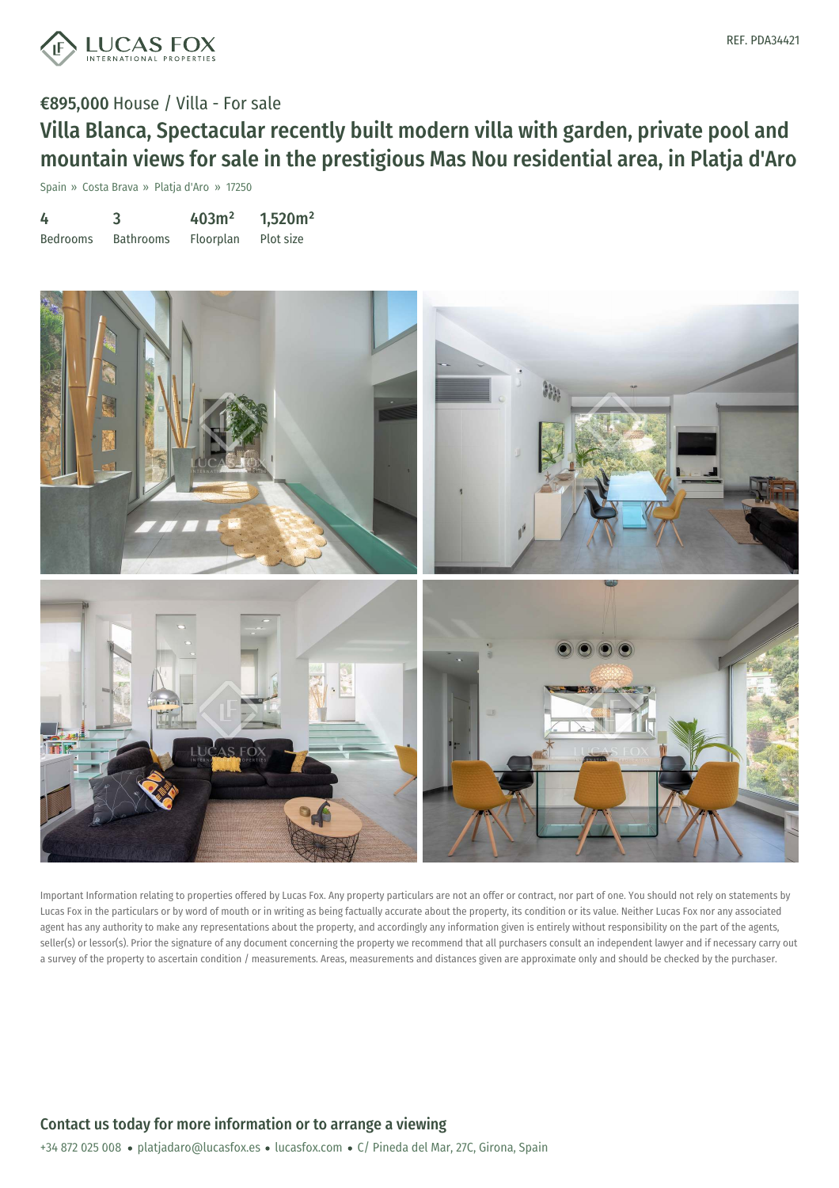REF. PDA34421

€895,000 House / Villa - For sale

# Villa Blanca, Spectacular recently built modern villa with garden, private pool and mountain views for sale in the prestigious Mas Nou residential area, in Platja d'Aro

Spain » Costa Brava » Platja d'Aro » 17250

| 4 | 3 | 403m² | 1,520m² |
|---|---|---|---|
| Bedrooms | Bathrooms | Floorplan | Plot size |

Important Information relating to properties offered by Lucas Fox. Any property particulars are not an offer or contract, nor part of one. You should not rely on statements by Lucas Fox in the particulars or by word of mouth or in writing as being factually accurate about the property, its condition or its value. Neither Lucas Fox nor any associated agent has any authority to make any representations about the property, and accordingly any information given is entirely without responsibility on the part of the agents, seller(s) or lessor(s). Prior the signature of any document concerning the property we recommend that all purchasers consult an independent lawyer and if necessary carry out a survey of the property to ascertain condition / measurements. Areas, measurements and distances given are approximate only and should be checked by the purchaser.

## Contact us today for more information or to arrange a viewing

+34 872 025 008 • platjadaro@lucasfox.es • lucasfox.com • C/ Pineda del Mar, 27C, Girona, Spain